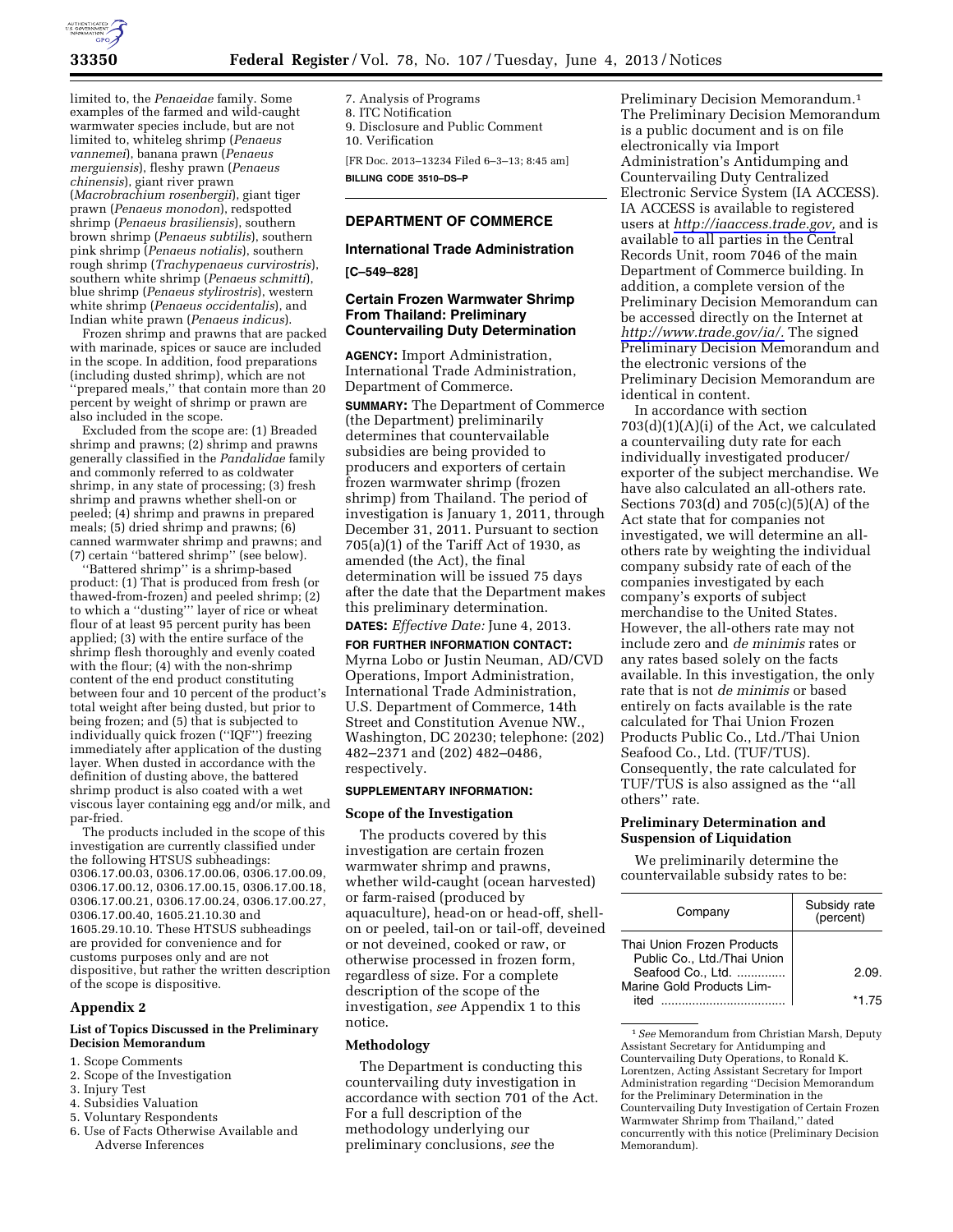limited to, the *Penaeidae* family. Some examples of the farmed and wild-caught warmwater species include, but are not limited to, whiteleg shrimp (*Penaeus vannemei*), banana prawn (*Penaeus merguiensis*), fleshy prawn (*Penaeus chinensis*), giant river prawn (*Macrobrachium rosenbergii*), giant tiger prawn (*Penaeus monodon*), redspotted shrimp (*Penaeus brasiliensis*), southern brown shrimp (*Penaeus subtilis*), southern pink shrimp (*Penaeus notialis*), southern rough shrimp (*Trachypenaeus curvirostris*), southern white shrimp (*Penaeus schmitti*), blue shrimp (*Penaeus stylirostris*), western white shrimp (*Penaeus occidentalis*), and Indian white prawn (*Penaeus indicus*).

Frozen shrimp and prawns that are packed with marinade, spices or sauce are included in the scope. In addition, food preparations (including dusted shrimp), which are not ''prepared meals,'' that contain more than 20 percent by weight of shrimp or prawn are also included in the scope.

Excluded from the scope are: (1) Breaded shrimp and prawns; (2) shrimp and prawns generally classified in the *Pandalidae* family and commonly referred to as coldwater shrimp, in any state of processing; (3) fresh shrimp and prawns whether shell-on or peeled; (4) shrimp and prawns in prepared meals; (5) dried shrimp and prawns; (6) canned warmwater shrimp and prawns; and (7) certain ''battered shrimp'' (see below).

''Battered shrimp'' is a shrimp-based product: (1) That is produced from fresh (or thawed-from-frozen) and peeled shrimp; (2) to which a ''dusting''' layer of rice or wheat flour of at least 95 percent purity has been applied; (3) with the entire surface of the shrimp flesh thoroughly and evenly coated with the flour; (4) with the non-shrimp content of the end product constituting between four and 10 percent of the product's total weight after being dusted, but prior to being frozen; and (5) that is subjected to individually quick frozen (''IQF'') freezing immediately after application of the dusting layer. When dusted in accordance with the definition of dusting above, the battered shrimp product is also coated with a wet viscous layer containing egg and/or milk, and par-fried.

The products included in the scope of this investigation are currently classified under the following HTSUS subheadings: 0306.17.00.03, 0306.17.00.06, 0306.17.00.09, 0306.17.00.12, 0306.17.00.15, 0306.17.00.18, 0306.17.00.21, 0306.17.00.24, 0306.17.00.27, 0306.17.00.40, 1605.21.10.30 and 1605.29.10.10. These HTSUS subheadings are provided for convenience and for customs purposes only and are not dispositive, but rather the written description of the scope is dispositive.

## Appendix 2

### List of Topics Discussed in the Preliminary Decision Memorandum

1. Scope Comments
2. Scope of the Investigation
3. Injury Test
4. Subsidies Valuation
5. Voluntary Respondents
6. Use of Facts Otherwise Available and Adverse Inferences
7. Analysis of Programs
8. ITC Notification
9. Disclosure and Public Comment
10. Verification

[FR Doc. 2013–13234 Filed 6–3–13; 8:45 am]

**BILLING CODE 3510–DS–P**

---

## DEPARTMENT OF COMMERCE

### International Trade Administration

**[C–549–828]**

### Certain Frozen Warmwater Shrimp From Thailand: Preliminary Countervailing Duty Determination

**AGENCY:** Import Administration, International Trade Administration, Department of Commerce.

**SUMMARY:** The Department of Commerce (the Department) preliminarily determines that countervailable subsidies are being provided to producers and exporters of certain frozen warmwater shrimp (frozen shrimp) from Thailand. The period of investigation is January 1, 2011, through December 31, 2011. Pursuant to section 705(a)(1) of the Tariff Act of 1930, as amended (the Act), the final determination will be issued 75 days after the date that the Department makes this preliminary determination.

**DATES:** *Effective Date:* June 4, 2013.

**FOR FURTHER INFORMATION CONTACT:** Myrna Lobo or Justin Neuman, AD/CVD Operations, Import Administration, International Trade Administration, U.S. Department of Commerce, 14th Street and Constitution Avenue NW., Washington, DC 20230; telephone: (202) 482–2371 and (202) 482–0486, respectively.

**SUPPLEMENTARY INFORMATION:**

### Scope of the Investigation

The products covered by this investigation are certain frozen warmwater shrimp and prawns, whether wild-caught (ocean harvested) or farm-raised (produced by aquaculture), head-on or head-off, shell-on or peeled, tail-on or tail-off, deveined or not deveined, cooked or raw, or otherwise processed in frozen form, regardless of size. For a complete description of the scope of the investigation, *see* Appendix 1 to this notice.

### Methodology

The Department is conducting this countervailing duty investigation in accordance with section 701 of the Act. For a full description of the methodology underlying our preliminary conclusions, *see* the Preliminary Decision Memorandum.[1] The Preliminary Decision Memorandum is a public document and is on file electronically via Import Administration's Antidumping and Countervailing Duty Centralized Electronic Service System (IA ACCESS). IA ACCESS is available to registered users at *http://iaaccess.trade.gov,* and is available to all parties in the Central Records Unit, room 7046 of the main Department of Commerce building. In addition, a complete version of the Preliminary Decision Memorandum can be accessed directly on the Internet at *http://www.trade.gov/ia/.* The signed Preliminary Decision Memorandum and the electronic versions of the Preliminary Decision Memorandum are identical in content.

In accordance with section 703(d)(1)(A)(i) of the Act, we calculated a countervailing duty rate for each individually investigated producer/exporter of the subject merchandise. We have also calculated an all-others rate. Sections 703(d) and 705(c)(5)(A) of the Act state that for companies not investigated, we will determine an all-others rate by weighting the individual company subsidy rate of each of the companies investigated by each company's exports of subject merchandise to the United States. However, the all-others rate may not include zero and *de minimis* rates or any rates based solely on the facts available. In this investigation, the only rate that is not *de minimis* or based entirely on facts available is the rate calculated for Thai Union Frozen Products Public Co., Ltd./Thai Union Seafood Co., Ltd. (TUF/TUS). Consequently, the rate calculated for TUF/TUS is also assigned as the ''all others'' rate.

### Preliminary Determination and Suspension of Liquidation

We preliminarily determine the countervailable subsidy rates to be:

| Company | Subsidy rate (percent) |
|---|---|
| Thai Union Frozen Products Public Co., Ltd./Thai Union Seafood Co., Ltd. | 2.09. |
| Marine Gold Products Limited | *1.75 |

[1] *See* Memorandum from Christian Marsh, Deputy Assistant Secretary for Antidumping and Countervailing Duty Operations, to Ronald K. Lorentzen, Acting Assistant Secretary for Import Administration regarding ''Decision Memorandum for the Preliminary Determination in the Countervailing Duty Investigation of Certain Frozen Warmwater Shrimp from Thailand,'' dated concurrently with this notice (Preliminary Decision Memorandum).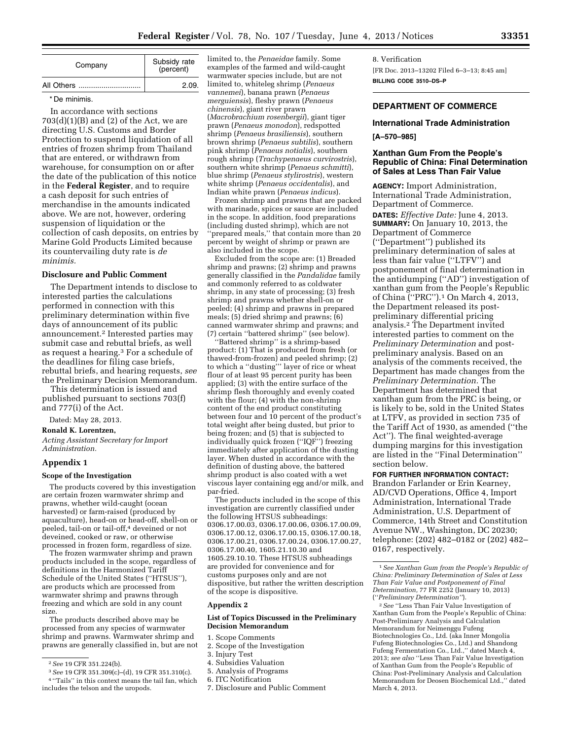| Company | Subsidy rate (percent) |
|---|---|
| All Others | 2.09. |

* De minimis.

In accordance with sections 703(d)(1)(B) and (2) of the Act, we are directing U.S. Customs and Border Protection to suspend liquidation of all entries of frozen shrimp from Thailand that are entered, or withdrawn from warehouse, for consumption on or after the date of the publication of this notice in the **Federal Register**, and to require a cash deposit for such entries of merchandise in the amounts indicated above. We are not, however, ordering suspension of liquidation or the collection of cash deposits, on entries by Marine Gold Products Limited because its countervailing duty rate is *de minimis.*

## Disclosure and Public Comment

The Department intends to disclose to interested parties the calculations performed in connection with this preliminary determination within five days of announcement of its public announcement.[2] Interested parties may submit case and rebuttal briefs, as well as request a hearing.[3] For a schedule of the deadlines for filing case briefs, rebuttal briefs, and hearing requests, *see* the Preliminary Decision Memorandum.

This determination is issued and published pursuant to sections 703(f) and 777(i) of the Act.

Dated: May 28, 2013.

**Ronald K. Lorentzen,**

*Acting Assistant Secretary for Import Administration.*

## Appendix 1

### Scope of the Investigation

The products covered by this investigation are certain frozen warmwater shrimp and prawns, whether wild-caught (ocean harvested) or farm-raised (produced by aquaculture), head-on or head-off, shell-on or peeled, tail-on or tail-off,[4] deveined or not deveined, cooked or raw, or otherwise processed in frozen form, regardless of size.

The frozen warmwater shrimp and prawn products included in the scope, regardless of definitions in the Harmonized Tariff Schedule of the United States (''HTSUS''), are products which are processed from warmwater shrimp and prawns through freezing and which are sold in any count size.

The products described above may be processed from any species of warmwater shrimp and prawns. Warmwater shrimp and prawns are generally classified in, but are not limited to, the *Penaeidae* family. Some examples of the farmed and wild-caught warmwater species include, but are not limited to, whiteleg shrimp (*Penaeus vannemei*), banana prawn (*Penaeus merguiensis*), fleshy prawn (*Penaeus chinensis*), giant river prawn (*Macrobrachium rosenbergii*), giant tiger prawn (*Penaeus monodon*), redspotted shrimp (*Penaeus brasiliensis*), southern brown shrimp (*Penaeus subtilis*), southern pink shrimp (*Penaeus notialis*), southern rough shrimp (*Trachypenaeus curvirostris*), southern white shrimp (*Penaeus schmitti*), blue shrimp (*Penaeus stylirostris*), western white shrimp (*Penaeus occidentalis*), and Indian white prawn (*Penaeus indicus*).

Frozen shrimp and prawns that are packed with marinade, spices or sauce are included in the scope. In addition, food preparations (including dusted shrimp), which are not ''prepared meals,'' that contain more than 20 percent by weight of shrimp or prawn are also included in the scope.

Excluded from the scope are: (1) Breaded shrimp and prawns; (2) shrimp and prawns generally classified in the *Pandalidae* family and commonly referred to as coldwater shrimp, in any state of processing; (3) fresh shrimp and prawns whether shell-on or peeled; (4) shrimp and prawns in prepared meals; (5) dried shrimp and prawns; (6) canned warmwater shrimp and prawns; and (7) certain ''battered shrimp'' (see below).

''Battered shrimp'' is a shrimp-based product: (1) That is produced from fresh (or thawed-from-frozen) and peeled shrimp; (2) to which a ''dusting''' layer of rice or wheat flour of at least 95 percent purity has been applied; (3) with the entire surface of the shrimp flesh thoroughly and evenly coated with the flour; (4) with the non-shrimp content of the end product constituting between four and 10 percent of the product's total weight after being dusted, but prior to being frozen; and (5) that is subjected to individually quick frozen (''IQF'') freezing immediately after application of the dusting layer. When dusted in accordance with the definition of dusting above, the battered shrimp product is also coated with a wet viscous layer containing egg and/or milk, and par-fried.

The products included in the scope of this investigation are currently classified under the following HTSUS subheadings: 0306.17.00.03, 0306.17.00.06, 0306.17.00.09, 0306.17.00.12, 0306.17.00.15, 0306.17.00.18, 0306.17.00.21, 0306.17.00.24, 0306.17.00.27, 0306.17.00.40, 1605.21.10.30 and 1605.29.10.10. These HTSUS subheadings are provided for convenience and for customs purposes only and are not dispositive, but rather the written description of the scope is dispositive.

## Appendix 2

### List of Topics Discussed in the Preliminary Decision Memorandum

1. Scope Comments
2. Scope of the Investigation
3. Injury Test
4. Subsidies Valuation
5. Analysis of Programs
6. ITC Notification
7. Disclosure and Public Comment
8. Verification

[FR Doc. 2013–13202 Filed 6–3–13; 8:45 am]

**BILLING CODE 3510–DS–P**

[2] *See* 19 CFR 351.224(b).

[3] *See* 19 CFR 351.309(c)–(d), 19 CFR 351.310(c).

[4] ''Tails'' in this context means the tail fan, which includes the telson and the uropods.

---

# DEPARTMENT OF COMMERCE

## International Trade Administration

**[A–570–985]**

## Xanthan Gum From the People's Republic of China: Final Determination of Sales at Less Than Fair Value

**AGENCY:** Import Administration, International Trade Administration, Department of Commerce.

**DATES:** *Effective Date:* June 4, 2013.

**SUMMARY:** On January 10, 2013, the Department of Commerce (''Department'') published its preliminary determination of sales at less than fair value (''LTFV'') and postponement of final determination in the antidumping (''AD'') investigation of xanthan gum from the People's Republic of China (''PRC'').[1] On March 4, 2013, the Department released its post-preliminary differential pricing analysis.[2] The Department invited interested parties to comment on the *Preliminary Determination* and post-preliminary analysis. Based on an analysis of the comments received, the Department has made changes from the *Preliminary Determination.* The Department has determined that xanthan gum from the PRC is being, or is likely to be, sold in the United States at LTFV, as provided in section 735 of the Tariff Act of 1930, as amended (''the Act''). The final weighted-average dumping margins for this investigation are listed in the ''Final Determination'' section below.

**FOR FURTHER INFORMATION CONTACT:** Brandon Farlander or Erin Kearney, AD/CVD Operations, Office 4, Import Administration, International Trade Administration, U.S. Department of Commerce, 14th Street and Constitution Avenue NW., Washington, DC 20230; telephone: (202) 482–0182 or (202) 482–0167, respectively.

[1] *See Xanthan Gum from the People's Republic of China: Preliminary Determination of Sales at Less Than Fair Value and Postponement of Final Determination,* 77 FR 2252 (January 10, 2013) (''*Preliminary Determination''*).

[2] *See* ''Less Than Fair Value Investigation of Xanthan Gum from the People's Republic of China: Post-Preliminary Analysis and Calculation Memorandum for Neimenggu Fufeng Biotechnologies Co., Ltd. (aka Inner Mongolia Fufeng Biotechnologies Co., Ltd.) and Shandong Fufeng Fermentation Co., Ltd.,'' dated March 4, 2013; *see also* ''Less Than Fair Value Investigation of Xanthan Gum from the People's Republic of China: Post-Preliminary Analysis and Calculation Memorandum for Deosen Biochemical Ltd.,'' dated March 4, 2013.